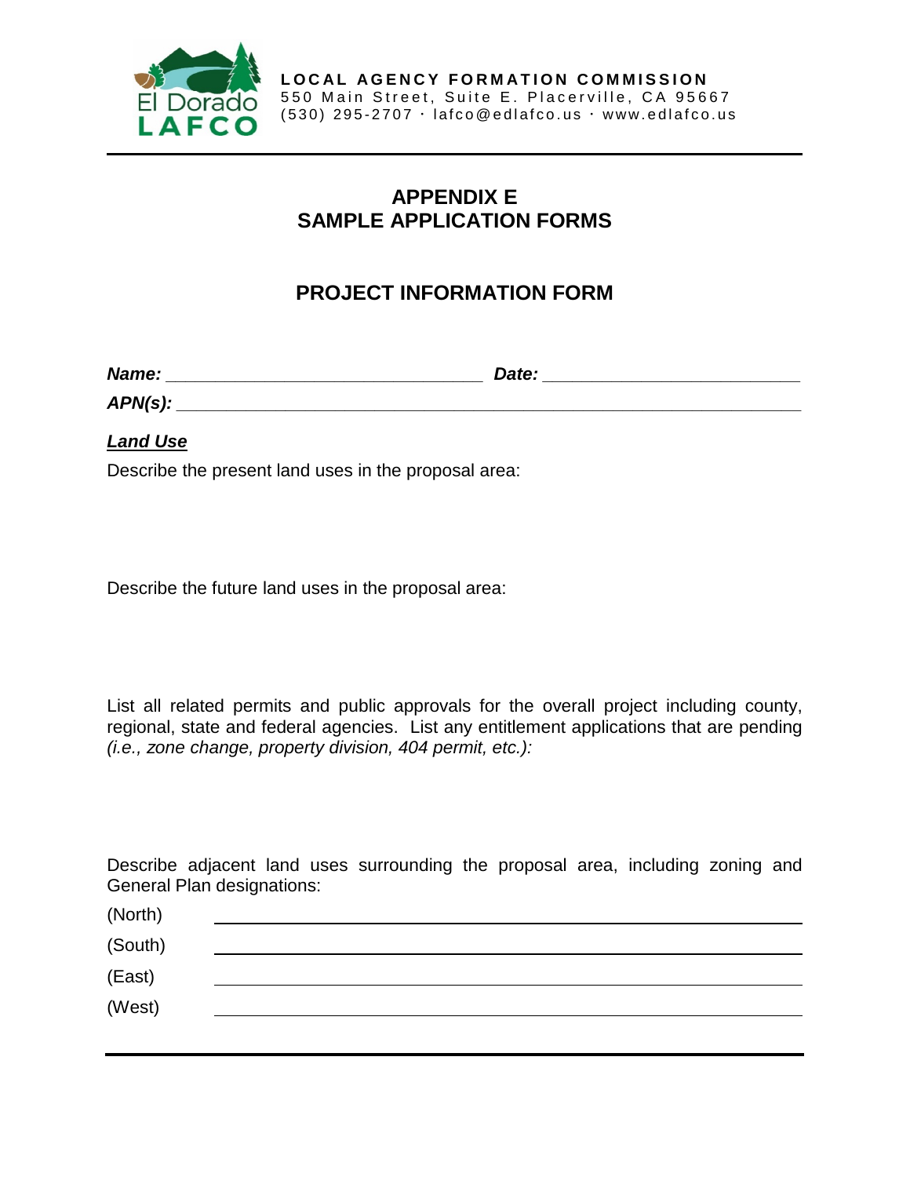El Dorado LAFCO

**LOCAL AGENCY FORMATION COMMISSION**
550 Main Street, Suite E. Placerville, CA 95667
(530) 295-2707 · lafco@edlafco.us · www.edlafco.us

# APPENDIX E
# SAMPLE APPLICATION FORMS

## PROJECT INFORMATION FORM

***Name:*** ______________________________ ***Date:*** ________________________

***APN(s):*** ____________________________________________________________

***Land Use***

Describe the present land uses in the proposal area:

Describe the future land uses in the proposal area:

List all related permits and public approvals for the overall project including county, regional, state and federal agencies. List any entitlement applications that are pending *(i.e., zone change, property division, 404 permit, etc.):*

Describe adjacent land uses surrounding the proposal area, including zoning and General Plan designations:

(North) ____________________________________________________________

(South) ____________________________________________________________

(East) ____________________________________________________________

(West) ____________________________________________________________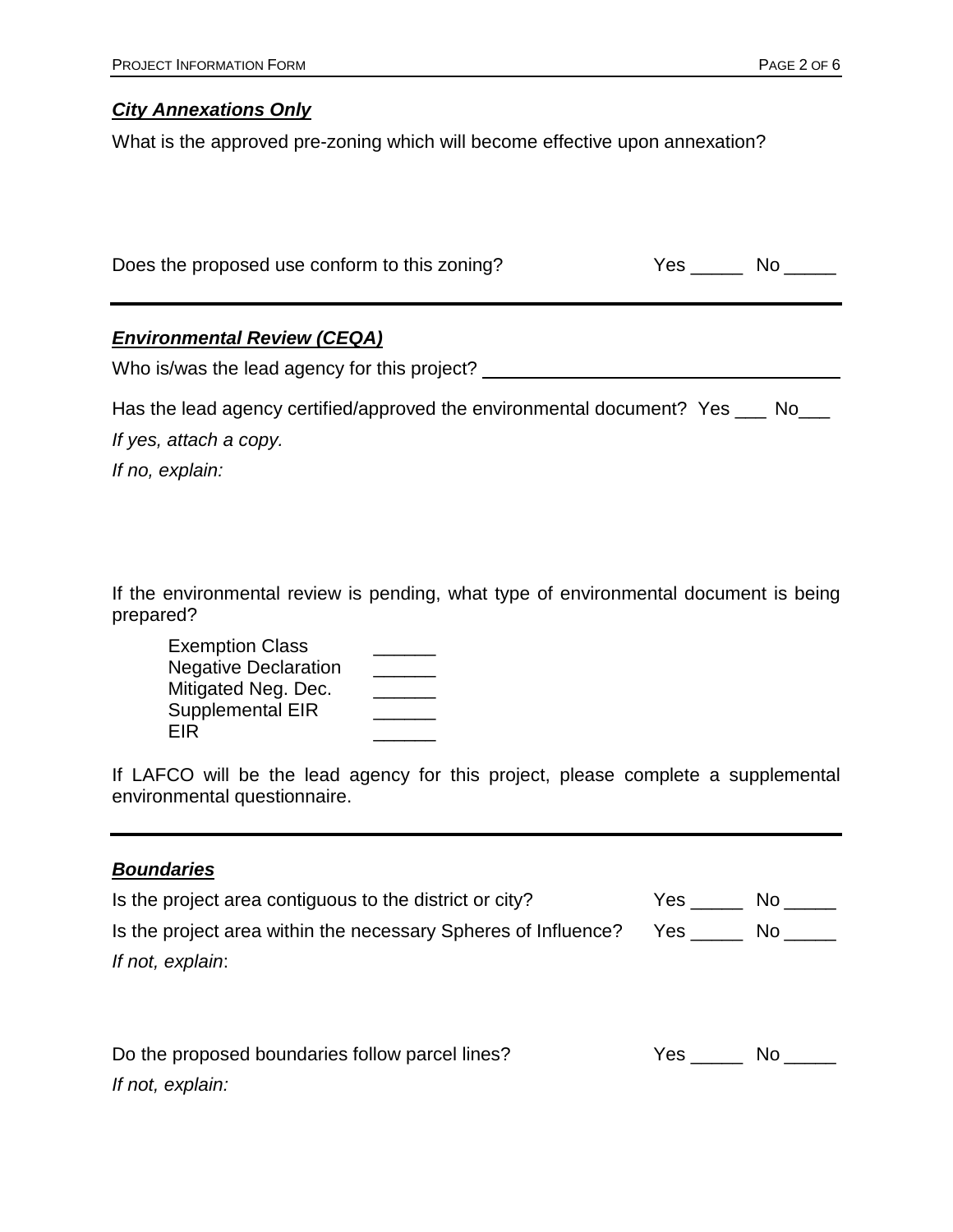### ***City Annexations Only***

What is the approved pre-zoning which will become effective upon annexation?

Does the proposed use conform to this zoning? Yes _____ No _____

---

### ***Environmental Review (CEQA)***

Who is/was the lead agency for this project? ________________________________

Has the lead agency certified/approved the environmental document? Yes ___ No___

*If yes, attach a copy.*

*If no, explain:*

If the environmental review is pending, what type of environmental document is being prepared?

- Exemption Class ______
- Negative Declaration ______
- Mitigated Neg. Dec. ______
- Supplemental EIR ______
- EIR ______

If LAFCO will be the lead agency for this project, please complete a supplemental environmental questionnaire.

---

### ***Boundaries***

Is the project area contiguous to the district or city? Yes _____ No _____

Is the project area within the necessary Spheres of Influence? Yes _____ No _____

*If not, explain*:

Do the proposed boundaries follow parcel lines? Yes _____ No _____

*If not, explain:*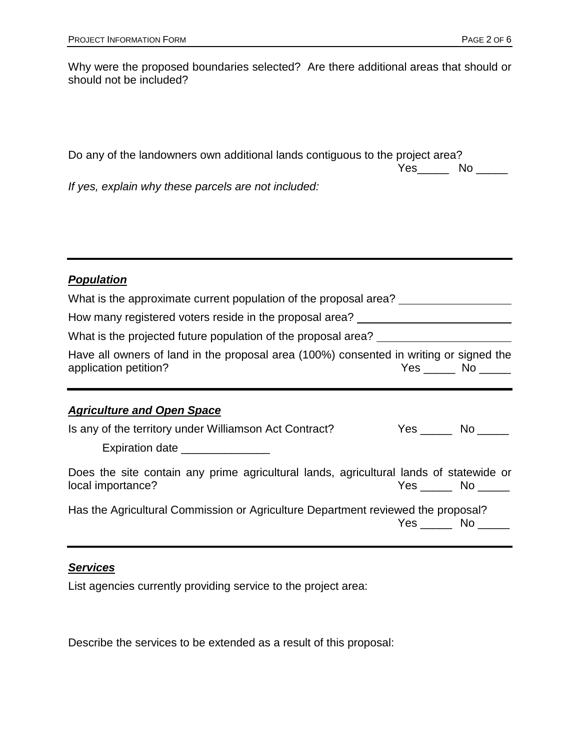Why were the proposed boundaries selected? Are there additional areas that should or should not be included?

Do any of the landowners own additional lands contiguous to the project area?

Yes_____ No _____

*If yes, explain why these parcels are not included:*

---

## ***Population***

What is the approximate current population of the proposal area? ___________________

How many registered voters reside in the proposal area? ___________________________

What is the projected future population of the proposal area? ______________________

Have all owners of land in the proposal area (100%) consented in writing or signed the application petition? Yes _____ No _____

---

## ***Agriculture and Open Space***

Is any of the territory under Williamson Act Contract? Yes _____ No _____

Expiration date ______________

Does the site contain any prime agricultural lands, agricultural lands of statewide or local importance? Yes _____ No _____

Has the Agricultural Commission or Agriculture Department reviewed the proposal?

Yes _____ No _____

---

## ***Services***

List agencies currently providing service to the project area:

Describe the services to be extended as a result of this proposal: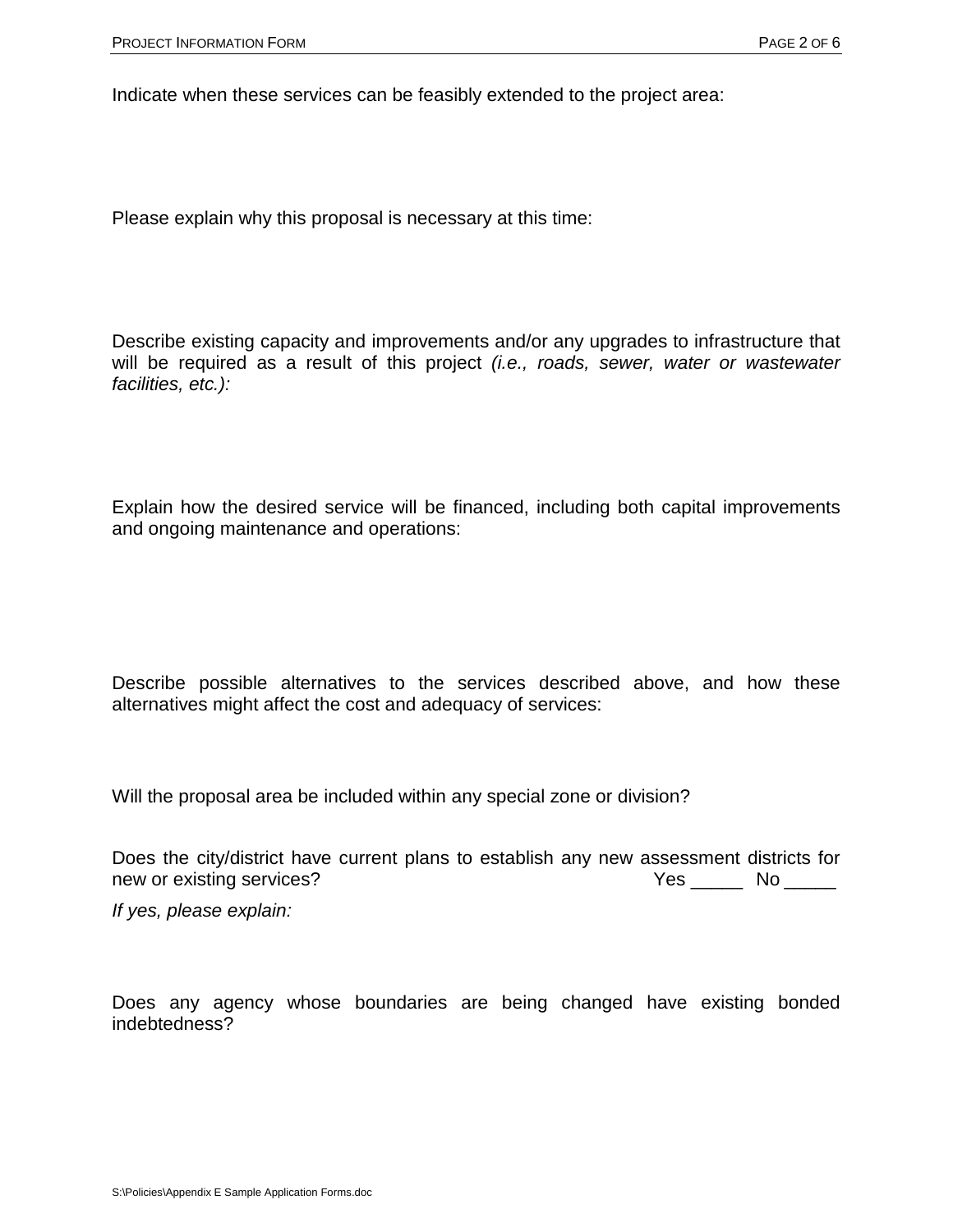Indicate when these services can be feasibly extended to the project area:

Please explain why this proposal is necessary at this time:

Describe existing capacity and improvements and/or any upgrades to infrastructure that will be required as a result of this project *(i.e., roads, sewer, water or wastewater facilities, etc.):*

Explain how the desired service will be financed, including both capital improvements and ongoing maintenance and operations:

Describe possible alternatives to the services described above, and how these alternatives might affect the cost and adequacy of services:

Will the proposal area be included within any special zone or division?

Does the city/district have current plans to establish any new assessment districts for new or existing services? Yes _____ No _____

*If yes, please explain:*

Does any agency whose boundaries are being changed have existing bonded indebtedness?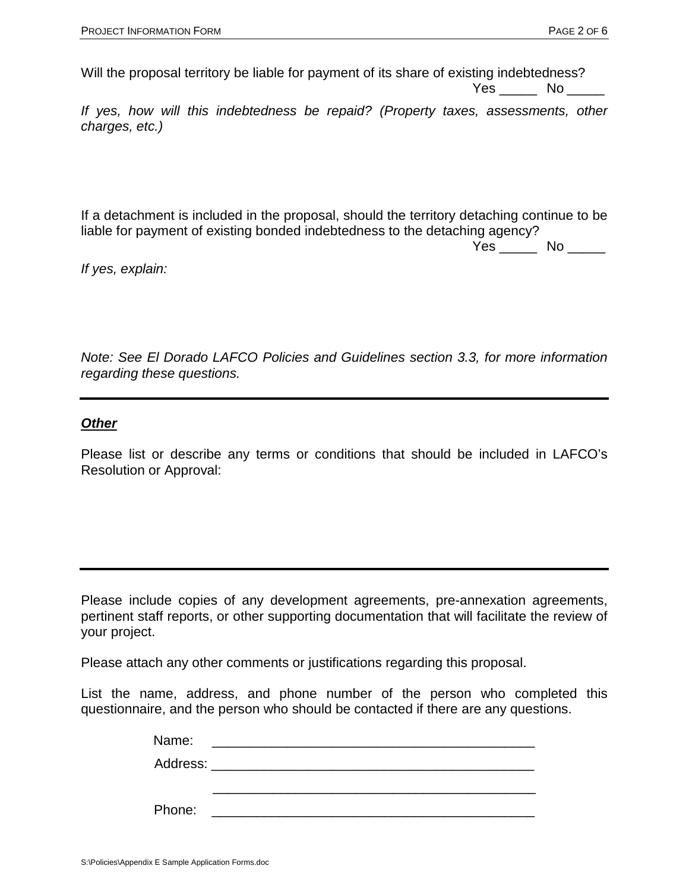Will the proposal territory be liable for payment of its share of existing indebtedness?

Yes _____ No _____

*If yes, how will this indebtedness be repaid? (Property taxes, assessments, other charges, etc.)*

If a detachment is included in the proposal, should the territory detaching continue to be liable for payment of existing bonded indebtedness to the detaching agency?

Yes _____ No _____

*If yes, explain:*

*Note: See El Dorado LAFCO Policies and Guidelines section 3.3, for more information regarding these questions.*

---

***Other***

Please list or describe any terms or conditions that should be included in LAFCO's Resolution or Approval:

---

Please include copies of any development agreements, pre-annexation agreements, pertinent staff reports, or other supporting documentation that will facilitate the review of your project.

Please attach any other comments or justifications regarding this proposal.

List the name, address, and phone number of the person who completed this questionnaire, and the person who should be contacted if there are any questions.

Name: ____________________________________________

Address: ____________________________________________

____________________________________________

Phone: ____________________________________________

S:\Policies\Appendix E Sample Application Forms.doc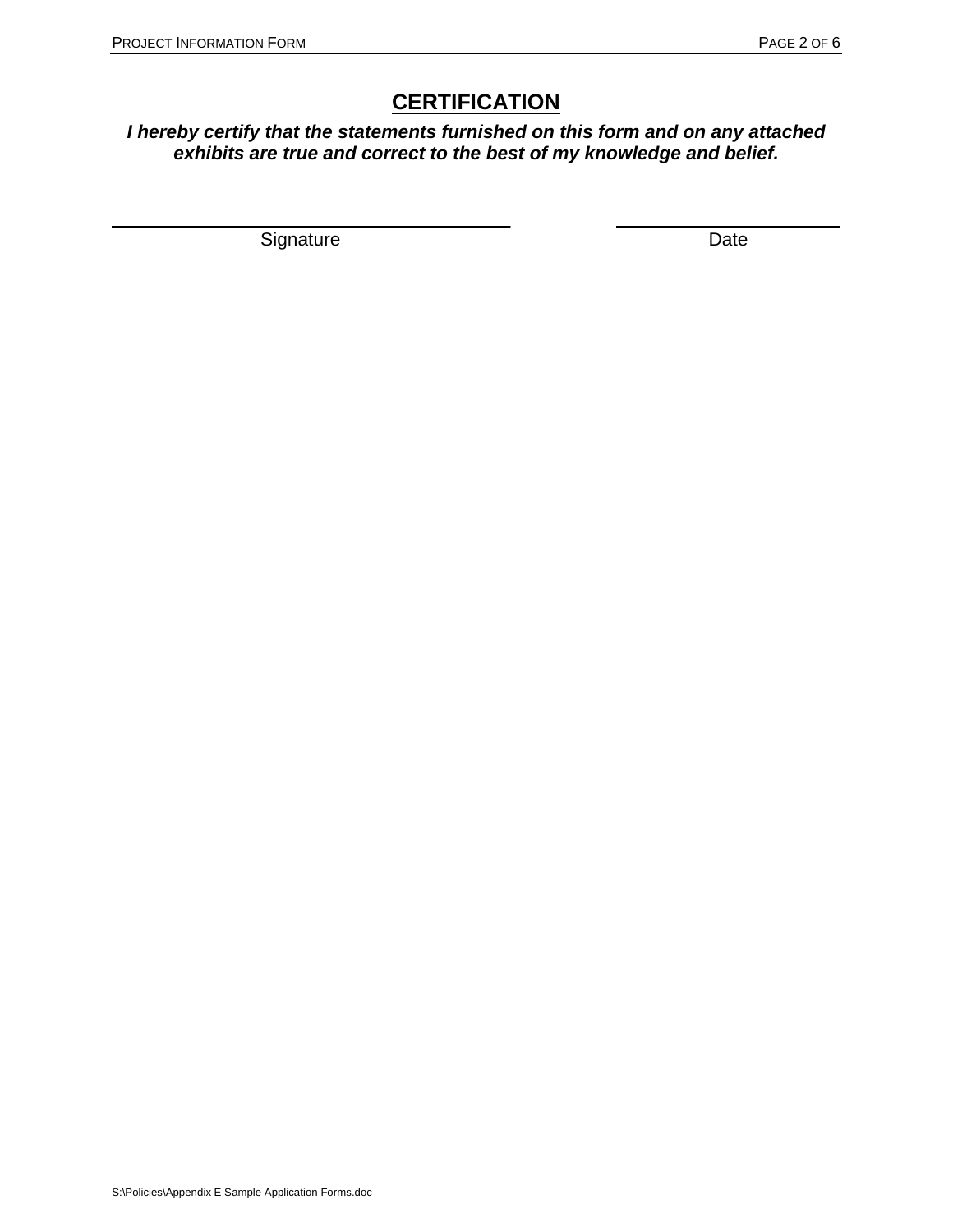## CERTIFICATION

***I hereby certify that the statements furnished on this form and on any attached exhibits are true and correct to the best of my knowledge and belief.***

Signature _______________________________ Date _______________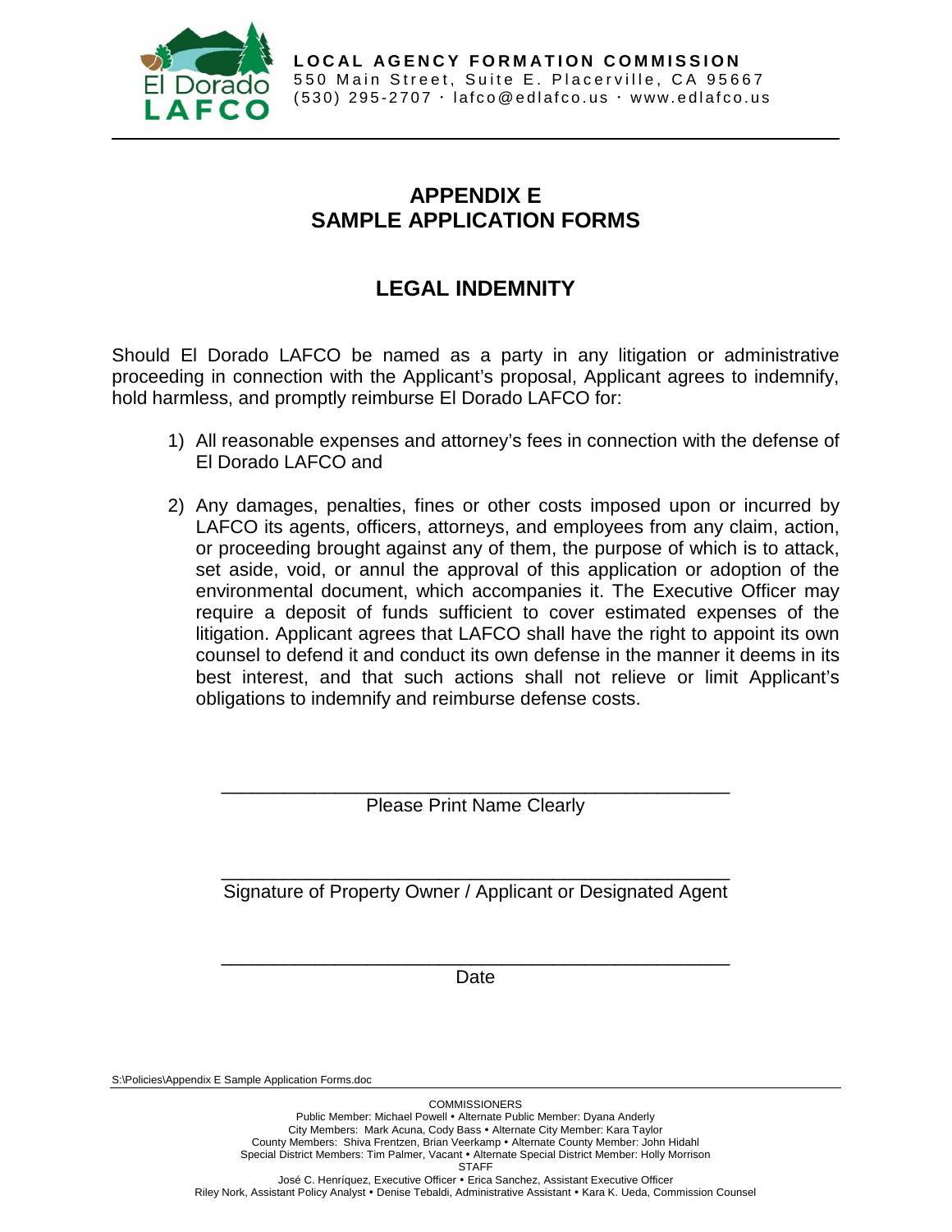# APPENDIX E
# SAMPLE APPLICATION FORMS

## LEGAL INDEMNITY

Should El Dorado LAFCO be named as a party in any litigation or administrative proceeding in connection with the Applicant's proposal, Applicant agrees to indemnify, hold harmless, and promptly reimburse El Dorado LAFCO for:

1) All reasonable expenses and attorney's fees in connection with the defense of El Dorado LAFCO and

2) Any damages, penalties, fines or other costs imposed upon or incurred by LAFCO its agents, officers, attorneys, and employees from any claim, action, or proceeding brought against any of them, the purpose of which is to attack, set aside, void, or annul the approval of this application or adoption of the environmental document, which accompanies it. The Executive Officer may require a deposit of funds sufficient to cover estimated expenses of the litigation. Applicant agrees that LAFCO shall have the right to appoint its own counsel to defend it and conduct its own defense in the manner it deems in its best interest, and that such actions shall not relieve or limit Applicant's obligations to indemnify and reimburse defense costs.

\_\_\_\_\_\_\_\_\_\_\_\_\_\_\_\_\_\_\_\_\_\_\_\_\_\_\_\_\_\_\_\_\_\_\_\_\_\_\_\_\_\_\_\_\_\_\_\_
Please Print Name Clearly

\_\_\_\_\_\_\_\_\_\_\_\_\_\_\_\_\_\_\_\_\_\_\_\_\_\_\_\_\_\_\_\_\_\_\_\_\_\_\_\_\_\_\_\_\_\_\_\_
Signature of Property Owner / Applicant or Designated Agent

\_\_\_\_\_\_\_\_\_\_\_\_\_\_\_\_\_\_\_\_\_\_\_\_\_\_\_\_\_\_\_\_\_\_\_\_\_\_\_\_\_\_\_\_\_\_\_\_
Date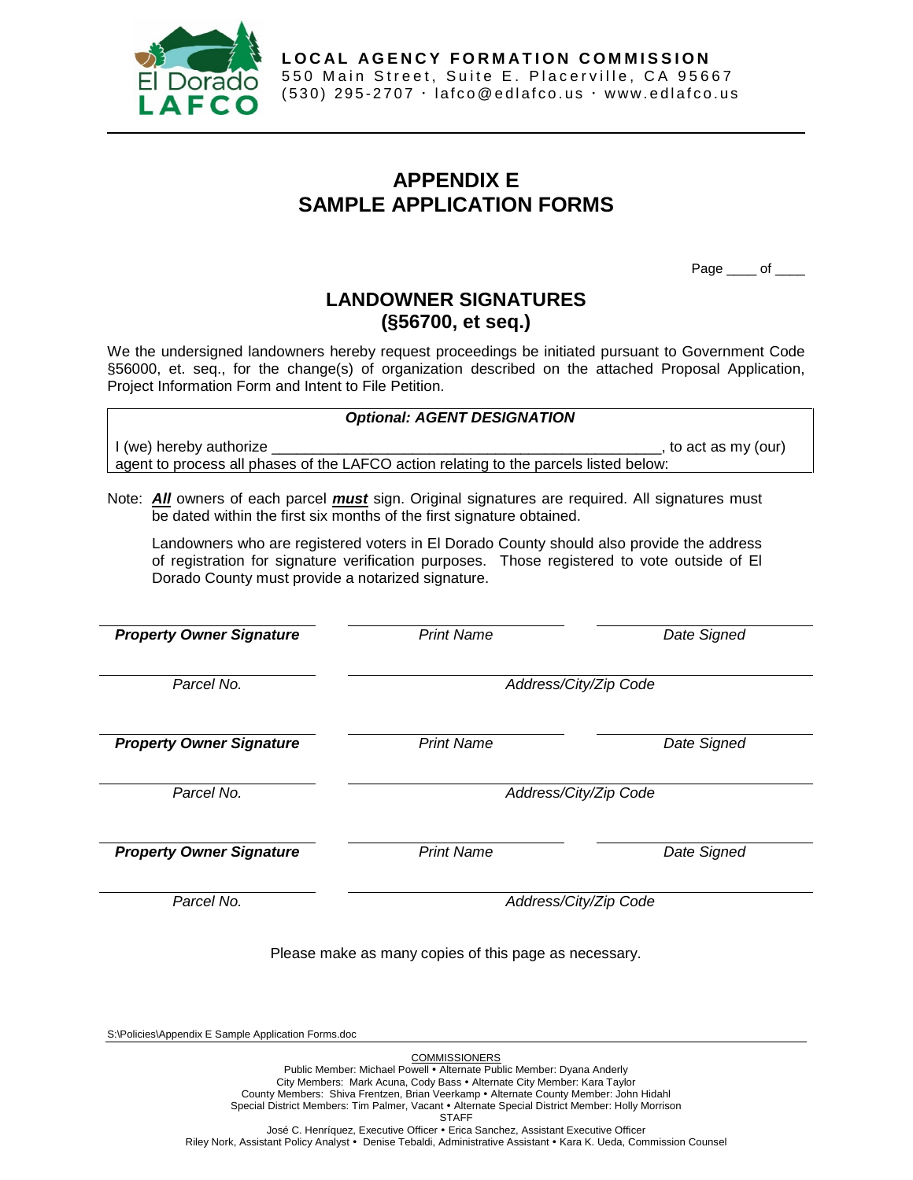# APPENDIX E
# SAMPLE APPLICATION FORMS

Page ____ of ____

## LANDOWNER SIGNATURES
## (§56700, et seq.)

We the undersigned landowners hereby request proceedings be initiated pursuant to Government Code §56000, et. seq., for the change(s) of organization described on the attached Proposal Application, Project Information Form and Intent to File Petition.

***Optional: AGENT DESIGNATION***

I (we) hereby authorize ________________________________________________, to act as my (our) agent to process all phases of the LAFCO action relating to the parcels listed below:

Note: ***All*** owners of each parcel ***must*** sign. Original signatures are required. All signatures must be dated within the first six months of the first signature obtained.

Landowners who are registered voters in El Dorado County should also provide the address of registration for signature verification purposes. Those registered to vote outside of El Dorado County must provide a notarized signature.

| ***Property Owner Signature*** | *Print Name* | *Date Signed* |
|---|---|---|
| *Parcel No.* | *Address/City/Zip Code* | |
| ***Property Owner Signature*** | *Print Name* | *Date Signed* |
| *Parcel No.* | *Address/City/Zip Code* | |
| ***Property Owner Signature*** | *Print Name* | *Date Signed* |
| *Parcel No.* | *Address/City/Zip Code* | |

Please make as many copies of this page as necessary.

S:\Policies\Appendix E Sample Application Forms.doc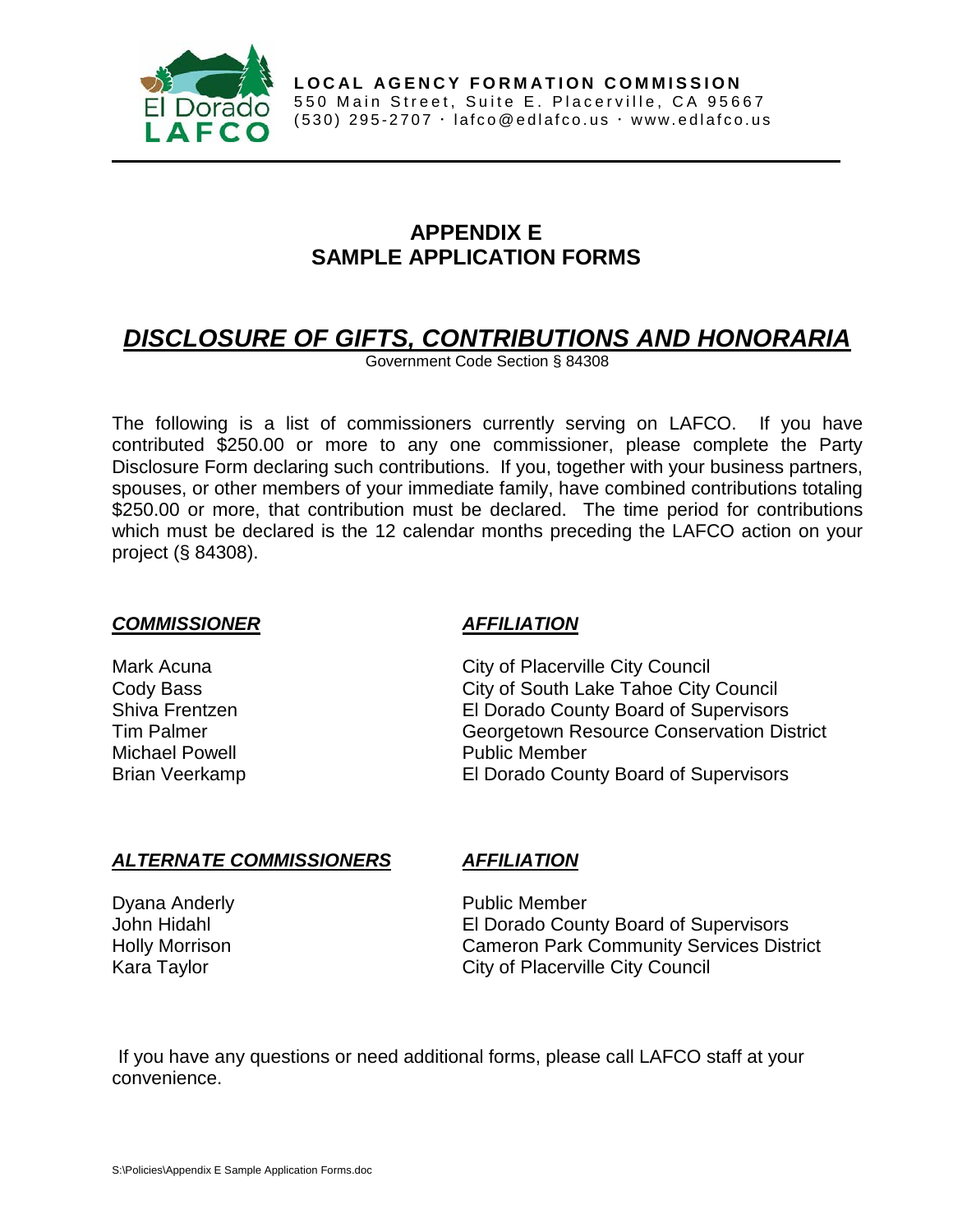**LOCAL AGENCY FORMATION COMMISSION**
550 Main Street, Suite E. Placerville, CA 95667
(530) 295-2707 · lafco@edlafco.us · www.edlafco.us

## APPENDIX E
## SAMPLE APPLICATION FORMS

# ***DISCLOSURE OF GIFTS, CONTRIBUTIONS AND HONORARIA***

Government Code Section § 84308

The following is a list of commissioners currently serving on LAFCO. If you have contributed $250.00 or more to any one commissioner, please complete the Party Disclosure Form declaring such contributions. If you, together with your business partners, spouses, or other members of your immediate family, have combined contributions totaling $250.00 or more, that contribution must be declared. The time period for contributions which must be declared is the 12 calendar months preceding the LAFCO action on your project (§ 84308).

| ***COMMISSIONER*** | ***AFFILIATION*** |
| --- | --- |
| Mark Acuna | City of Placerville City Council |
| Cody Bass | City of South Lake Tahoe City Council |
| Shiva Frentzen | El Dorado County Board of Supervisors |
| Tim Palmer | Georgetown Resource Conservation District |
| Michael Powell | Public Member |
| Brian Veerkamp | El Dorado County Board of Supervisors |

| ***ALTERNATE COMMISSIONERS*** | ***AFFILIATION*** |
| --- | --- |
| Dyana Anderly | Public Member |
| John Hidahl | El Dorado County Board of Supervisors |
| Holly Morrison | Cameron Park Community Services District |
| Kara Taylor | City of Placerville City Council |

If you have any questions or need additional forms, please call LAFCO staff at your convenience.

S:\Policies\Appendix E Sample Application Forms.doc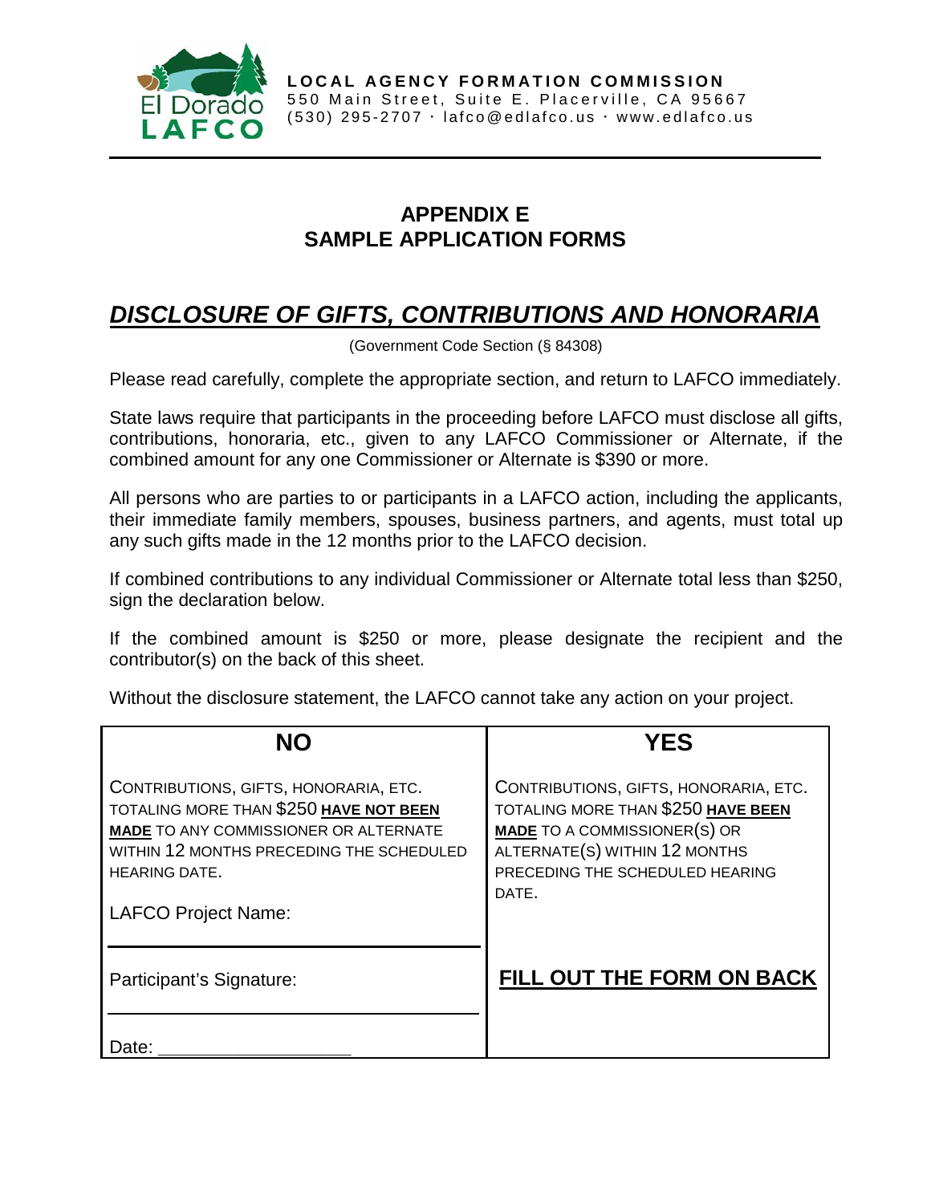LOCAL AGENCY FORMATION COMMISSION
550 Main Street, Suite E. Placerville, CA 95667
(530) 295-2707 · lafco@edlafco.us · www.edlafco.us

## APPENDIX E
## SAMPLE APPLICATION FORMS

# ***DISCLOSURE OF GIFTS, CONTRIBUTIONS AND HONORARIA***

(Government Code Section (§ 84308)

Please read carefully, complete the appropriate section, and return to LAFCO immediately.

State laws require that participants in the proceeding before LAFCO must disclose all gifts, contributions, honoraria, etc., given to any LAFCO Commissioner or Alternate, if the combined amount for any one Commissioner or Alternate is $390 or more.

All persons who are parties to or participants in a LAFCO action, including the applicants, their immediate family members, spouses, business partners, and agents, must total up any such gifts made in the 12 months prior to the LAFCO decision.

If combined contributions to any individual Commissioner or Alternate total less than $250, sign the declaration below.

If the combined amount is $250 or more, please designate the recipient and the contributor(s) on the back of this sheet.

Without the disclosure statement, the LAFCO cannot take any action on your project.

| **NO** | **YES** |
|---|---|
| CONTRIBUTIONS, GIFTS, HONORARIA, ETC. TOTALING MORE THAN $250 **HAVE NOT BEEN MADE** TO ANY COMMISSIONER OR ALTERNATE WITHIN 12 MONTHS PRECEDING THE SCHEDULED HEARING DATE.<br><br>LAFCO Project Name: ______________________<br><br>Participant's Signature: ______________________<br><br>Date: ___________________ | CONTRIBUTIONS, GIFTS, HONORARIA, ETC. TOTALING MORE THAN $250 **HAVE BEEN MADE** TO A COMMISSIONER(S) OR ALTERNATE(S) WITHIN 12 MONTHS PRECEDING THE SCHEDULED HEARING DATE.<br><br>**FILL OUT THE FORM ON BACK** |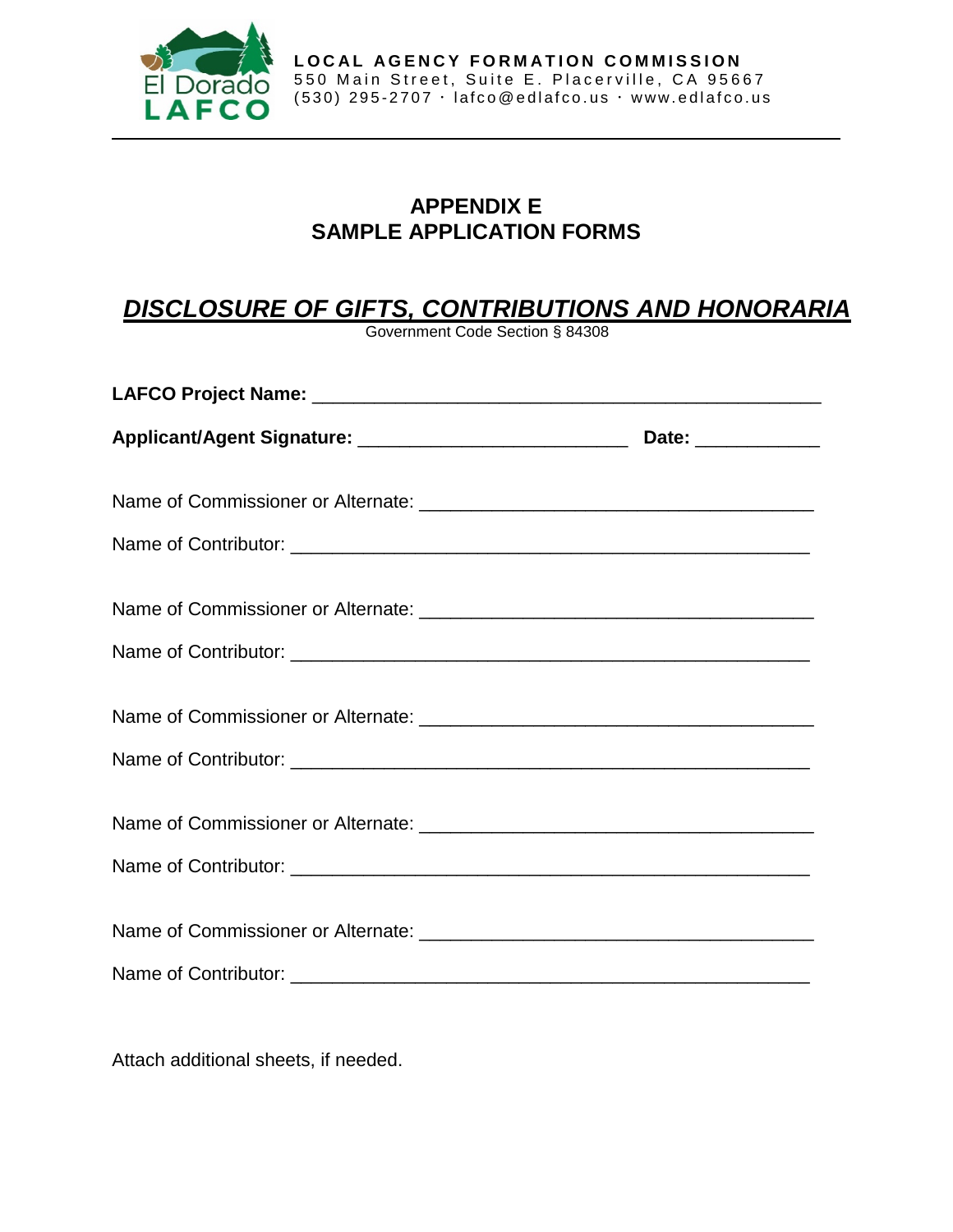**LOCAL AGENCY FORMATION COMMISSION**
550 Main Street, Suite E. Placerville, CA 95667
(530) 295-2707 · lafco@edlafco.us · www.edlafco.us

## APPENDIX E
## SAMPLE APPLICATION FORMS

# ***DISCLOSURE OF GIFTS, CONTRIBUTIONS AND HONORARIA***

Government Code Section § 84308

**LAFCO Project Name:** ______________________________________________

**Applicant/Agent Signature:** _________________________ **Date:** ___________

Name of Commissioner or Alternate: ___________________________________

Name of Contributor: ______________________________________________

Name of Commissioner or Alternate: ___________________________________

Name of Contributor: ______________________________________________

Name of Commissioner or Alternate: ___________________________________

Name of Contributor: ______________________________________________

Name of Commissioner or Alternate: ___________________________________

Name of Contributor: ______________________________________________

Name of Commissioner or Alternate: ___________________________________

Name of Contributor: ______________________________________________

Attach additional sheets, if needed.